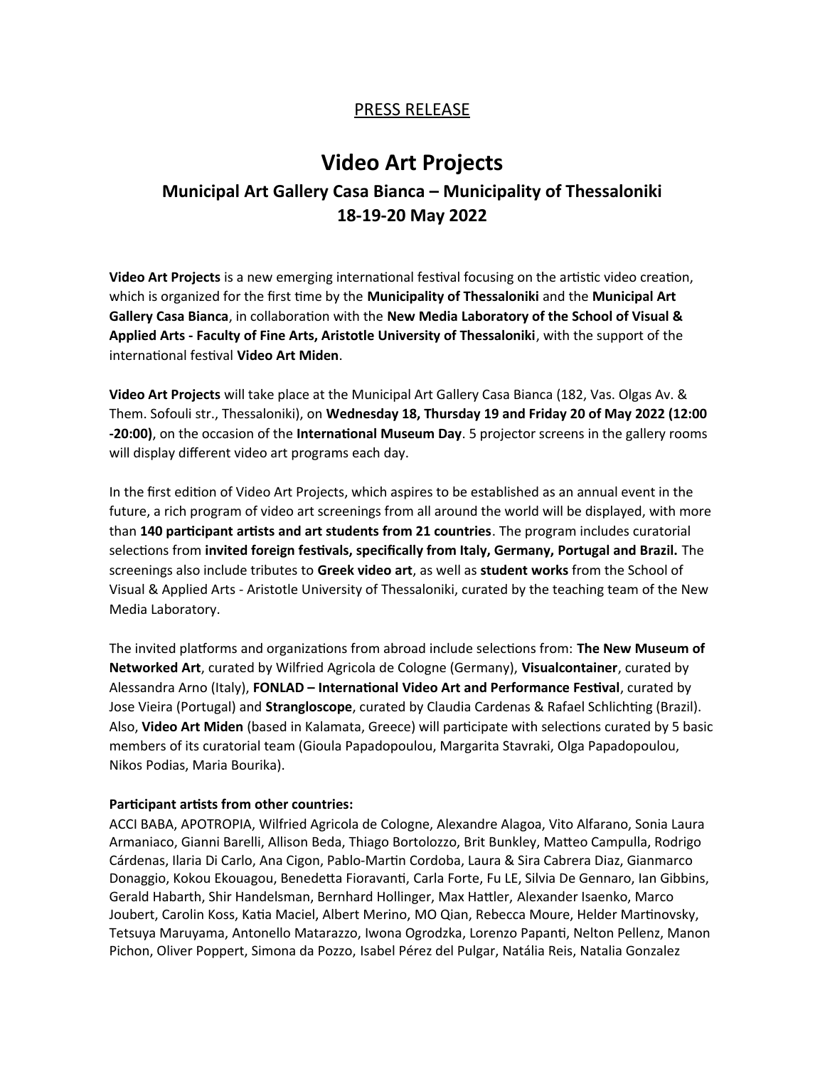PRESS RELEASE

# Video Art Projects

## Municipal Art Gallery Casa Bianca – Municipality of Thessaloniki
## 18-19-20 May 2022

**Video Art Projects** is a new emerging international festival focusing on the artistic video creation, which is organized for the first time by the **Municipality of Thessaloniki** and the **Municipal Art Gallery Casa Bianca**, in collaboration with the **New Media Laboratory of the School of Visual & Applied Arts - Faculty of Fine Arts, Aristotle University of Thessaloniki**, with the support of the international festival **Video Art Miden**.

**Video Art Projects** will take place at the Municipal Art Gallery Casa Bianca (182, Vas. Olgas Av. & Them. Sofouli str., Thessaloniki), on **Wednesday 18, Thursday 19 and Friday 20 of May 2022 (12:00 -20:00)**, on the occasion of the **International Museum Day**. 5 projector screens in the gallery rooms will display different video art programs each day.

In the first edition of Video Art Projects, which aspires to be established as an annual event in the future, a rich program of video art screenings from all around the world will be displayed, with more than **140 participant artists and art students from 21 countries**. The program includes curatorial selections from **invited foreign festivals, specifically from Italy, Germany, Portugal and Brazil.** The screenings also include tributes to **Greek video art**, as well as **student works** from the School of Visual & Applied Arts - Aristotle University of Thessaloniki, curated by the teaching team of the New Media Laboratory.

The invited platforms and organizations from abroad include selections from: **The New Museum of Networked Art**, curated by Wilfried Agricola de Cologne (Germany), **Visualcontainer**, curated by Alessandra Arno (Italy), **FONLAD – International Video Art and Performance Festival**, curated by Jose Vieira (Portugal) and **Strangloscope**, curated by Claudia Cardenas & Rafael Schlichting (Brazil). Also, **Video Art Miden** (based in Kalamata, Greece) will participate with selections curated by 5 basic members of its curatorial team (Gioula Papadopoulou, Margarita Stavraki, Olga Papadopoulou, Nikos Podias, Maria Bourika).

**Participant artists from other countries:**
ACCI BABA, APOTROPIA, Wilfried Agricola de Cologne, Alexandre Alagoa, Vito Alfarano, Sonia Laura Armaniaco, Gianni Barelli, Allison Beda, Thiago Bortolozzo, Brit Bunkley, Matteo Campulla, Rodrigo Cárdenas, Ilaria Di Carlo, Ana Cigon, Pablo-Martin Cordoba, Laura & Sira Cabrera Diaz, Gianmarco Donaggio, Kokou Ekouagou, Benedetta Fioravanti, Carla Forte, Fu LE, Silvia De Gennaro, Ian Gibbins, Gerald Habarth, Shir Handelsman, Bernhard Hollinger, Max Hattler, Alexander Isaenko, Marco Joubert, Carolin Koss, Katia Maciel, Albert Merino, MO Qian, Rebecca Moure, Helder Martinovsky, Tetsuya Maruyama, Antonello Matarazzo, Iwona Ogrodzka, Lorenzo Papanti, Nelton Pellenz, Manon Pichon, Oliver Poppert, Simona da Pozzo, Isabel Pérez del Pulgar, Natália Reis, Natalia Gonzalez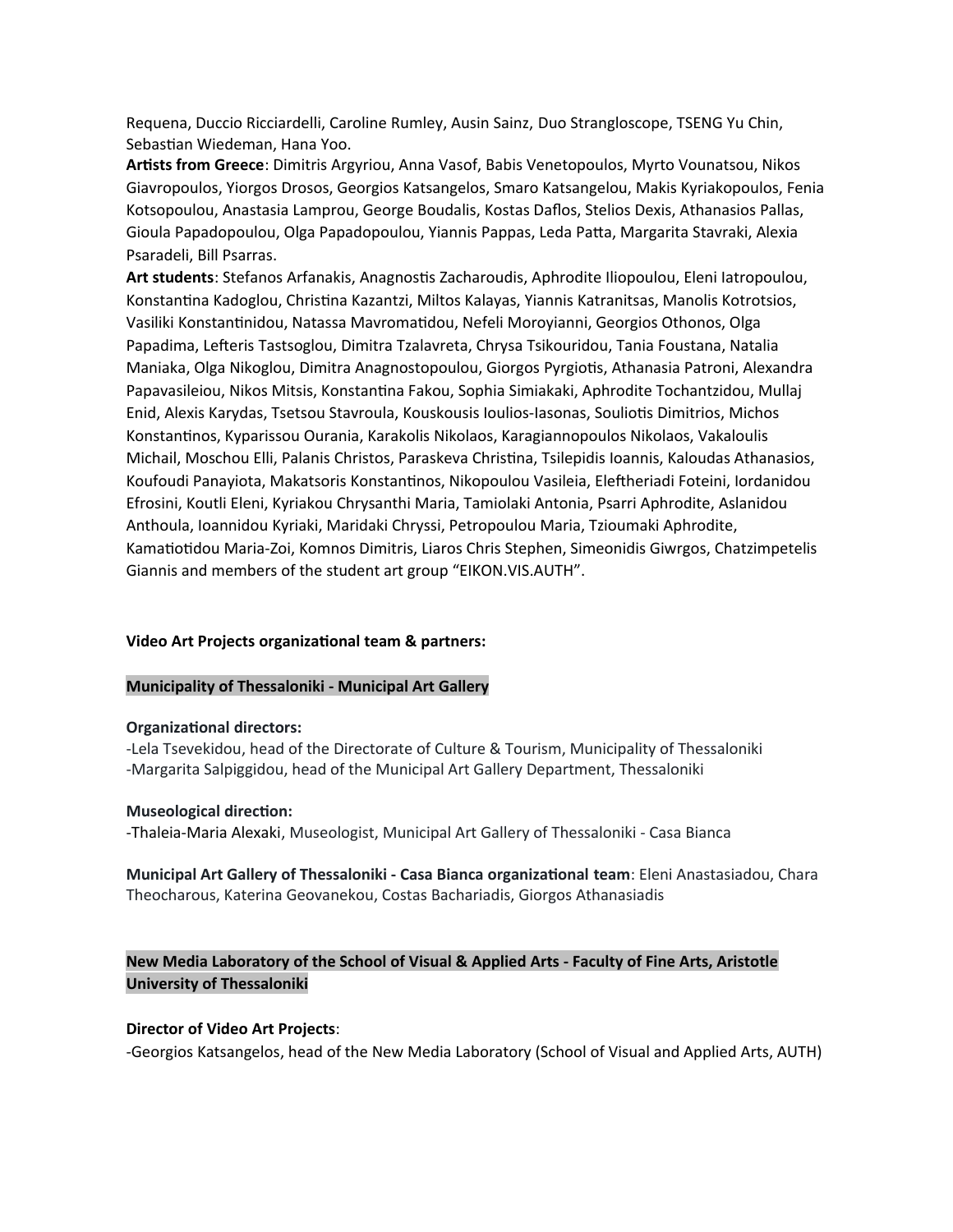Requena, Duccio Ricciardelli, Caroline Rumley, Ausin Sainz, Duo Strangloscope, TSENG Yu Chin, Sebastian Wiedeman, Hana Yoo.

**Artists from Greece**: Dimitris Argyriou, Anna Vasof, Babis Venetopoulos, Myrto Vounatsou, Nikos Giavropoulos, Yiorgos Drosos, Georgios Katsangelos, Smaro Katsangelou, Makis Kyriakopoulos, Fenia Kotsopoulou, Anastasia Lamprou, George Boudalis, Kostas Daflos, Stelios Dexis, Athanasios Pallas, Gioula Papadopoulou, Olga Papadopoulou, Yiannis Pappas, Leda Patta, Margarita Stavraki, Alexia Psaradeli, Bill Psarras.

**Art students**: Stefanos Arfanakis, Anagnostis Zacharoudis, Aphrodite Iliopoulou, Eleni Iatropoulou, Konstantina Kadoglou, Christina Kazantzi, Miltos Kalayas, Yiannis Katranitsas, Manolis Kotrotsios, Vasiliki Konstantinidou, Natassa Mavromatidou, Nefeli Moroyianni, Georgios Othonos, Olga Papadima, Lefteris Tastsoglou, Dimitra Tzalavreta, Chrysa Tsikouridou, Tania Foustana, Natalia Maniaka, Olga Nikoglou, Dimitra Anagnostopoulou, Giorgos Pyrgiotis, Athanasia Patroni, Alexandra Papavasileiou, Nikos Mitsis, Konstantina Fakou, Sophia Simiakaki, Aphrodite Tochantzidou, Mullaj Enid, Alexis Karydas, Tsetsou Stavroula, Kouskousis Ioulios-Iasonas, Souliotis Dimitrios, Michos Konstantinos, Kyparissou Ourania, Karakolis Nikolaos, Karagiannopoulos Nikolaos, Vakaloulis Michail, Moschou Elli, Palanis Christos, Paraskeva Christina, Tsilepidis Ioannis, Kaloudas Athanasios, Koufoudi Panayiota, Makatsoris Konstantinos, Nikopoulou Vasileia, Eleftheriadi Foteini, Iordanidou Efrosini, Koutli Eleni, Kyriakou Chrysanthi Maria, Tamiolaki Antonia, Psarri Aphrodite, Aslanidou Anthoula, Ioannidou Kyriaki, Maridaki Chryssi, Petropoulou Maria, Tzioumaki Aphrodite, Kamatiotidou Maria-Zoi, Komnos Dimitris, Liaros Chris Stephen, Simeonidis Giwrgos, Chatzimpetelis Giannis and members of the student art group “EIKON.VIS.AUTH”.

**Video Art Projects organizational team & partners:**

**Municipality of Thessaloniki - Municipal Art Gallery**

**Organizational directors:**

-Lela Tsevekidou, head of the Directorate of Culture & Tourism, Municipality of Thessaloniki

-Margarita Salpiggidou, head of the Municipal Art Gallery Department, Thessaloniki

**Museological direction:**

-Thaleia-Maria Alexaki, Museologist, Municipal Art Gallery of Thessaloniki - Casa Bianca

**Municipal Art Gallery of Thessaloniki - Casa Bianca organizational team**: Eleni Anastasiadou, Chara Theocharous, Katerina Geovanekou, Costas Bachariadis, Giorgos Athanasiadis

**New Media Laboratory of the School of Visual & Applied Arts - Faculty of Fine Arts, Aristotle University of Thessaloniki**

**Director of Video Art Projects**:

-Georgios Katsangelos, head of the New Media Laboratory (School of Visual and Applied Arts, AUTH)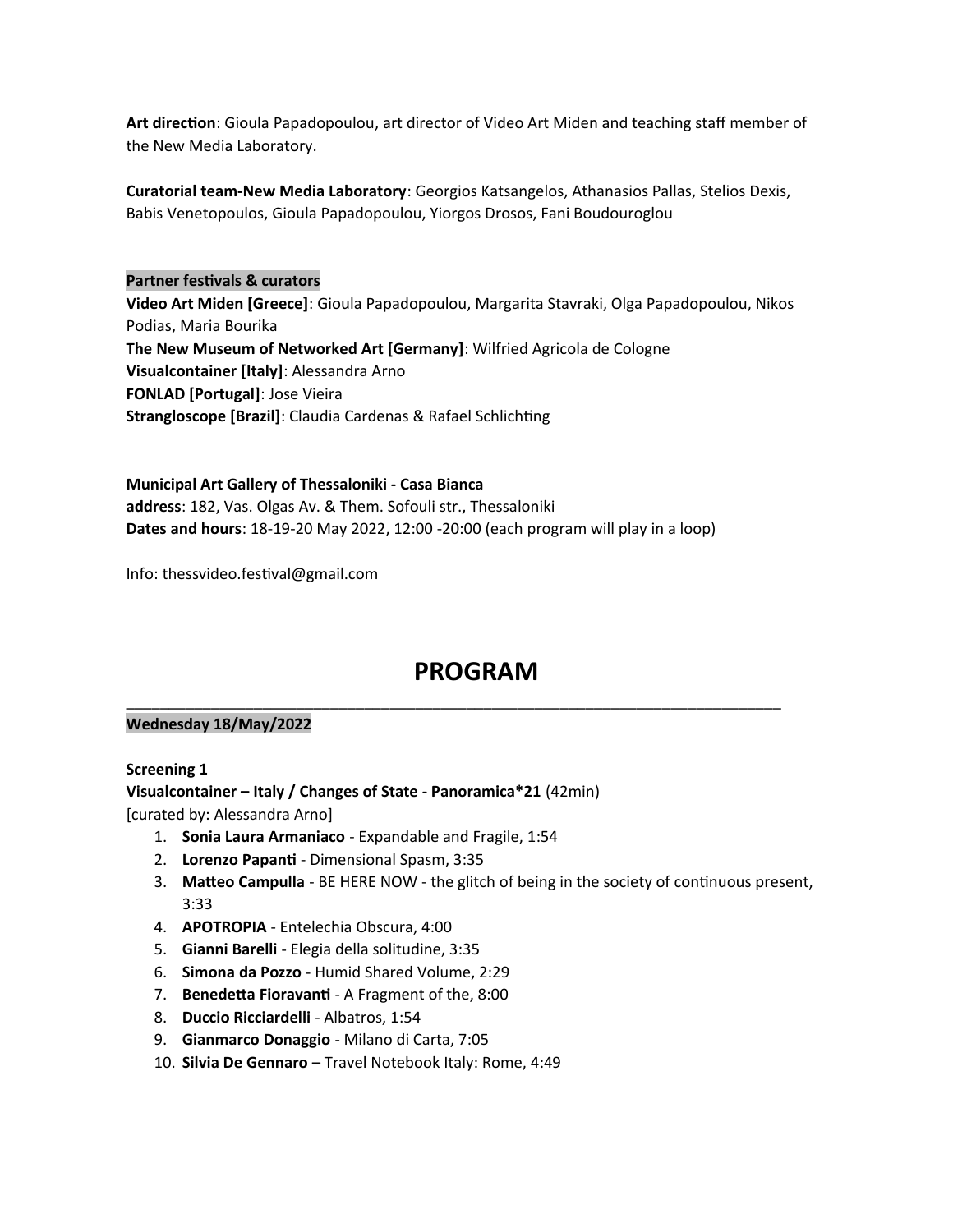**Art direction**: Gioula Papadopoulou, art director of Video Art Miden and teaching staff member of the New Media Laboratory.

**Curatorial team-New Media Laboratory**: Georgios Katsangelos, Athanasios Pallas, Stelios Dexis, Babis Venetopoulos, Gioula Papadopoulou, Yiorgos Drosos, Fani Boudouroglou

**Partner festivals & curators**

**Video Art Miden [Greece]**: Gioula Papadopoulou, Margarita Stavraki, Olga Papadopoulou, Nikos Podias, Maria Bourika
**The New Museum of Networked Art [Germany]**: Wilfried Agricola de Cologne
**Visualcontainer [Italy]**: Alessandra Arno
**FONLAD [Portugal]**: Jose Vieira
**Strangloscope [Brazil]**: Claudia Cardenas & Rafael Schlichting

**Municipal Art Gallery of Thessaloniki - Casa Bianca**
**address**: 182, Vas. Olgas Av. & Them. Sofouli str., Thessaloniki
**Dates and hours**: 18-19-20 May 2022, 12:00 -20:00 (each program will play in a loop)

Info: thessvideo.festival@gmail.com

# PROGRAM

---

**Wednesday 18/May/2022**

**Screening 1**
**Visualcontainer – Italy / Changes of State - Panoramica*21** (42min)
[curated by: Alessandra Arno]

1. **Sonia Laura Armaniaco** - Expandable and Fragile, 1:54
2. **Lorenzo Papanti** - Dimensional Spasm, 3:35
3. **Matteo Campulla** - BE HERE NOW - the glitch of being in the society of continuous present, 3:33
4. **APOTROPIA** - Entelechia Obscura, 4:00
5. **Gianni Barelli** - Elegia della solitudine, 3:35
6. **Simona da Pozzo** - Humid Shared Volume, 2:29
7. **Benedetta Fioravanti** - A Fragment of the, 8:00
8. **Duccio Ricciardelli** - Albatros, 1:54
9. **Gianmarco Donaggio** - Milano di Carta, 7:05
10. **Silvia De Gennaro** – Travel Notebook Italy: Rome, 4:49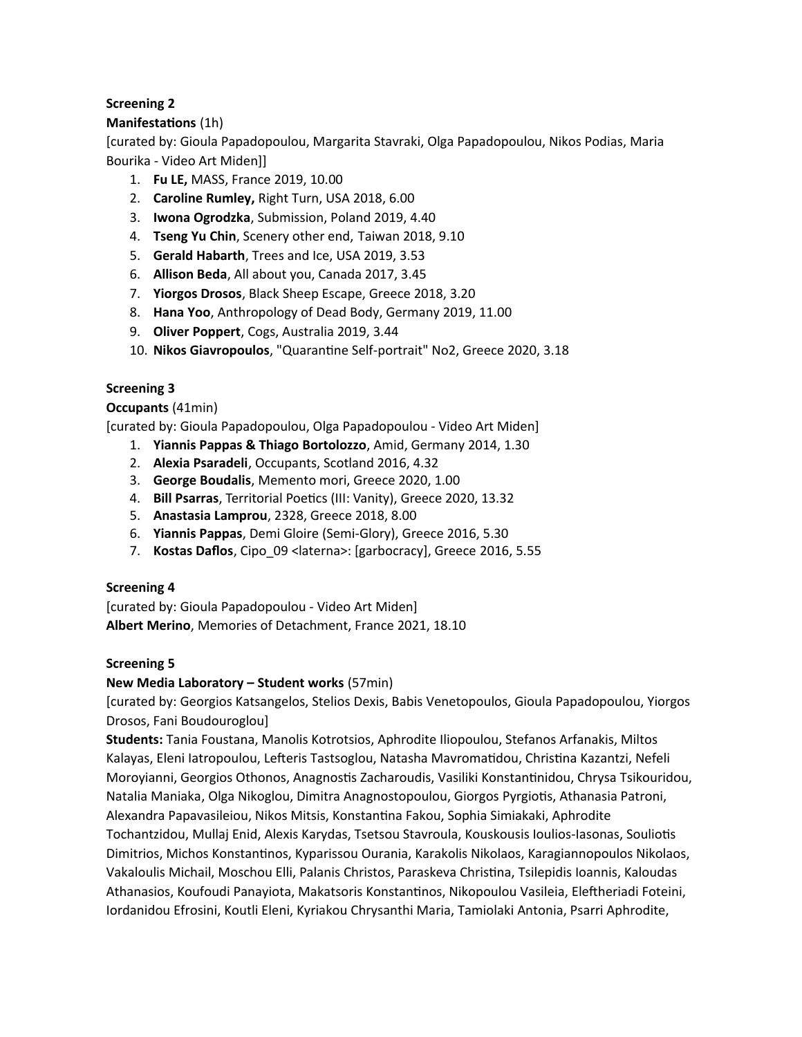**Screening 2**

**Manifestations** (1h)

[curated by: Gioula Papadopoulou, Margarita Stavraki, Olga Papadopoulou, Nikos Podias, Maria Bourika - Video Art Miden]]

1. **Fu LE,** MASS, France 2019, 10.00
2. **Caroline Rumley,** Right Turn, USA 2018, 6.00
3. **Iwona Ogrodzka**, Submission, Poland 2019, 4.40
4. **Tseng Yu Chin**, Scenery other end, Taiwan 2018, 9.10
5. **Gerald Habarth**, Trees and Ice, USA 2019, 3.53
6. **Allison Beda**, All about you, Canada 2017, 3.45
7. **Yiorgos Drosos**, Black Sheep Escape, Greece 2018, 3.20
8. **Hana Yoo**, Anthropology of Dead Body, Germany 2019, 11.00
9. **Oliver Poppert**, Cogs, Australia 2019, 3.44
10. **Nikos Giavropoulos**, "Quarantine Self-portrait" No2, Greece 2020, 3.18

**Screening 3**

**Occupants** (41min)

[curated by: Gioula Papadopoulou, Olga Papadopoulou - Video Art Miden]

1. **Yiannis Pappas & Thiago Bortolozzo**, Amid, Germany 2014, 1.30
2. **Alexia Psaradeli**, Occupants, Scotland 2016, 4.32
3. **George Boudalis**, Memento mori, Greece 2020, 1.00
4. **Bill Psarras**, Territorial Poetics (III: Vanity), Greece 2020, 13.32
5. **Anastasia Lamprou**, 2328, Greece 2018, 8.00
6. **Yiannis Pappas**, Demi Gloire (Semi-Glory), Greece 2016, 5.30
7. **Kostas Daflos**, Cipo_09 <laterna>: [garbocracy], Greece 2016, 5.55

**Screening 4**

[curated by: Gioula Papadopoulou - Video Art Miden]

**Albert Merino**, Memories of Detachment, France 2021, 18.10

**Screening 5**

**New Media Laboratory – Student works** (57min)

[curated by: Georgios Katsangelos, Stelios Dexis, Babis Venetopoulos, Gioula Papadopoulou, Yiorgos Drosos, Fani Boudouroglou]

**Students:** Tania Foustana, Manolis Kotrotsios, Aphrodite Iliopoulou, Stefanos Arfanakis, Miltos Kalayas, Eleni Iatropoulou, Lefteris Tastsoglou, Natasha Mavromatidou, Christina Kazantzi, Nefeli Moroyianni, Georgios Othonos, Anagnostis Zacharoudis, Vasiliki Konstantinidou, Chrysa Tsikouridou, Natalia Maniaka, Olga Nikoglou, Dimitra Anagnostopoulou, Giorgos Pyrgiotis, Athanasia Patroni, Alexandra Papavasileiou, Nikos Mitsis, Konstantina Fakou, Sophia Simiakaki, Aphrodite Tochantzidou, Mullaj Enid, Alexis Karydas, Tsetsou Stavroula, Kouskousis Ioulios-Iasonas, Souliotis Dimitrios, Michos Konstantinos, Kyparissou Ourania, Karakolis Nikolaos, Karagiannopoulos Nikolaos, Vakaloulis Michail, Moschou Elli, Palanis Christos, Paraskeva Christina, Tsilepidis Ioannis, Kaloudas Athanasios, Koufoudi Panayiota, Makatsoris Konstantinos, Nikopoulou Vasileia, Eleftheriadi Foteini, Iordanidou Efrosini, Koutli Eleni, Kyriakou Chrysanthi Maria, Tamiolaki Antonia, Psarri Aphrodite,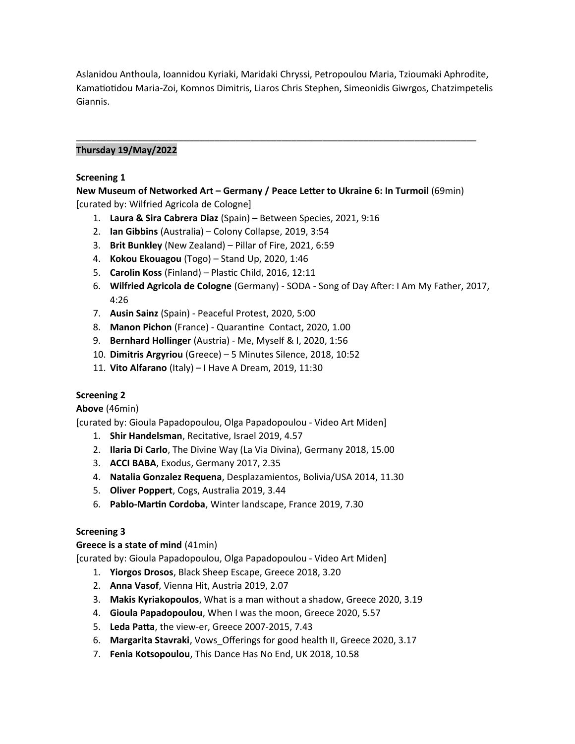Aslanidou Anthoula, Ioannidou Kyriaki, Maridaki Chryssi, Petropoulou Maria, Tzioumaki Aphrodite, Kamatiotidou Maria-Zoi, Komnos Dimitris, Liaros Chris Stephen, Simeonidis Giwrgos, Chatzimpetelis Giannis.

---

**Thursday 19/May/2022**

**Screening 1**

**New Museum of Networked Art – Germany / Peace Letter to Ukraine 6: In Turmoil** (69min)
[curated by: Wilfried Agricola de Cologne]

1. **Laura & Sira Cabrera Diaz** (Spain) – Between Species, 2021, 9:16
2. **Ian Gibbins** (Australia) – Colony Collapse, 2019, 3:54
3. **Brit Bunkley** (New Zealand) – Pillar of Fire, 2021, 6:59
4. **Kokou Ekouagou** (Togo) – Stand Up, 2020, 1:46
5. **Carolin Koss** (Finland) – Plastic Child, 2016, 12:11
6. **Wilfried Agricola de Cologne** (Germany) - SODA - Song of Day After: I Am My Father, 2017, 4:26
7. **Ausin Sainz** (Spain) - Peaceful Protest, 2020, 5:00
8. **Manon Pichon** (France) - Quarantine Contact, 2020, 1.00
9. **Bernhard Hollinger** (Austria) - Me, Myself & I, 2020, 1:56
10. **Dimitris Argyriou** (Greece) – 5 Minutes Silence, 2018, 10:52
11. **Vito Alfarano** (Italy) – I Have A Dream, 2019, 11:30

**Screening 2**

**Above** (46min)
[curated by: Gioula Papadopoulou, Olga Papadopoulou - Video Art Miden]

1. **Shir Handelsman**, Recitative, Israel 2019, 4.57
2. **Ilaria Di Carlo**, The Divine Way (La Via Divina), Germany 2018, 15.00
3. **ACCI BABA**, Exodus, Germany 2017, 2.35
4. **Natalia Gonzalez Requena**, Desplazamientos, Bolivia/USA 2014, 11.30
5. **Oliver Poppert**, Cogs, Australia 2019, 3.44
6. **Pablo-Martin Cordoba**, Winter landscape, France 2019, 7.30

**Screening 3**

**Greece is a state of mind** (41min)
[curated by: Gioula Papadopoulou, Olga Papadopoulou - Video Art Miden]

1. **Yiorgos Drosos**, Black Sheep Escape, Greece 2018, 3.20
2. **Anna Vasof**, Vienna Hit, Austria 2019, 2.07
3. **Makis Kyriakopoulos**, What is a man without a shadow, Greece 2020, 3.19
4. **Gioula Papadopoulou**, When I was the moon, Greece 2020, 5.57
5. **Leda Patta**, the view-er, Greece 2007-2015, 7.43
6. **Margarita Stavraki**, Vows_Offerings for good health II, Greece 2020, 3.17
7. **Fenia Kotsopoulou**, This Dance Has No End, UK 2018, 10.58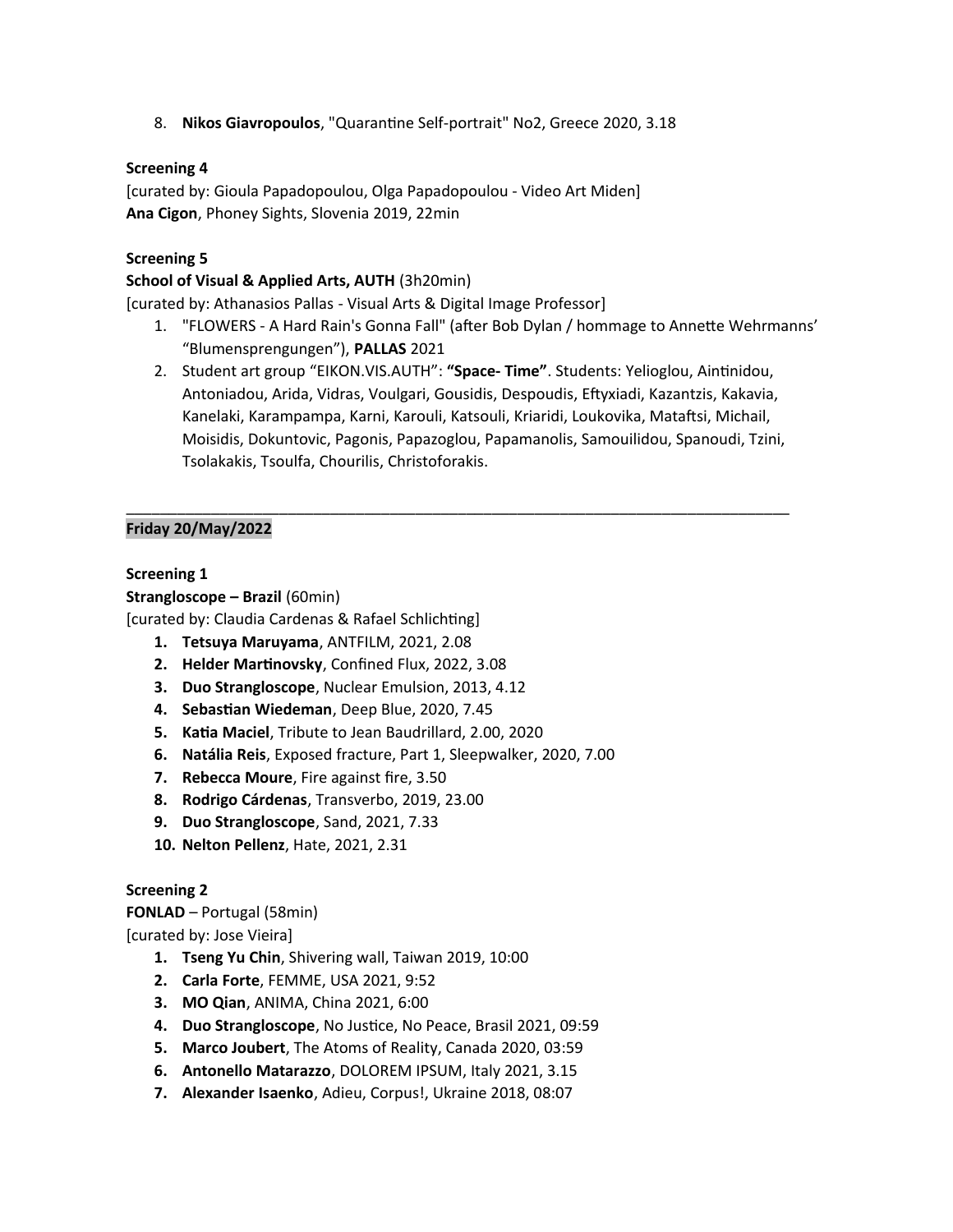8. **Nikos Giavropoulos**, "Quarantine Self-portrait" No2, Greece 2020, 3.18

**Screening 4**

[curated by: Gioula Papadopoulou, Olga Papadopoulou - Video Art Miden]
**Ana Cigon**, Phoney Sights, Slovenia 2019, 22min

**Screening 5**

**School of Visual & Applied Arts, AUTH** (3h20min)
[curated by: Athanasios Pallas - Visual Arts & Digital Image Professor]

1. "FLOWERS - A Hard Rain's Gonna Fall" (after Bob Dylan / hommage to Annette Wehrmanns' "Blumensprengungen"), **PALLAS** 2021
2. Student art group "EIKON.VIS.AUTH": **"Space- Time"**. Students: Yelioglou, Aintinidou, Antoniadou, Arida, Vidras, Voulgari, Gousidis, Despoudis, Eftyxiadi, Kazantzis, Kakavia, Kanelaki, Karampampa, Karni, Karouli, Katsouli, Kriaridi, Loukovika, Mataftsi, Michail, Moisidis, Dokuntovic, Pagonis, Papazoglou, Papamanolis, Samouilidou, Spanoudi, Tzini, Tsolakakis, Tsoulfa, Chourilis, Christoforakis.

---

**Friday 20/May/2022**

**Screening 1**

**Strangloscope – Brazil** (60min)
[curated by: Claudia Cardenas & Rafael Schlichting]

1. **Tetsuya Maruyama**, ANTFILM, 2021, 2.08
2. **Helder Martinovsky**, Confined Flux, 2022, 3.08
3. **Duo Strangloscope**, Nuclear Emulsion, 2013, 4.12
4. **Sebastian Wiedeman**, Deep Blue, 2020, 7.45
5. **Katia Maciel**, Tribute to Jean Baudrillard, 2.00, 2020
6. **Natália Reis**, Exposed fracture, Part 1, Sleepwalker, 2020, 7.00
7. **Rebecca Moure**, Fire against fire, 3.50
8. **Rodrigo Cárdenas**, Transverbo, 2019, 23.00
9. **Duo Strangloscope**, Sand, 2021, 7.33
10. **Nelton Pellenz**, Hate, 2021, 2.31

**Screening 2**

**FONLAD** – Portugal (58min)
[curated by: Jose Vieira]

1. **Tseng Yu Chin**, Shivering wall, Taiwan 2019, 10:00
2. **Carla Forte**, FEMME, USA 2021, 9:52
3. **MO Qian**, ANIMA, China 2021, 6:00
4. **Duo Strangloscope**, No Justice, No Peace, Brasil 2021, 09:59
5. **Marco Joubert**, The Atoms of Reality, Canada 2020, 03:59
6. **Antonello Matarazzo**, DOLOREM IPSUM, Italy 2021, 3.15
7. **Alexander Isaenko**, Adieu, Corpus!, Ukraine 2018, 08:07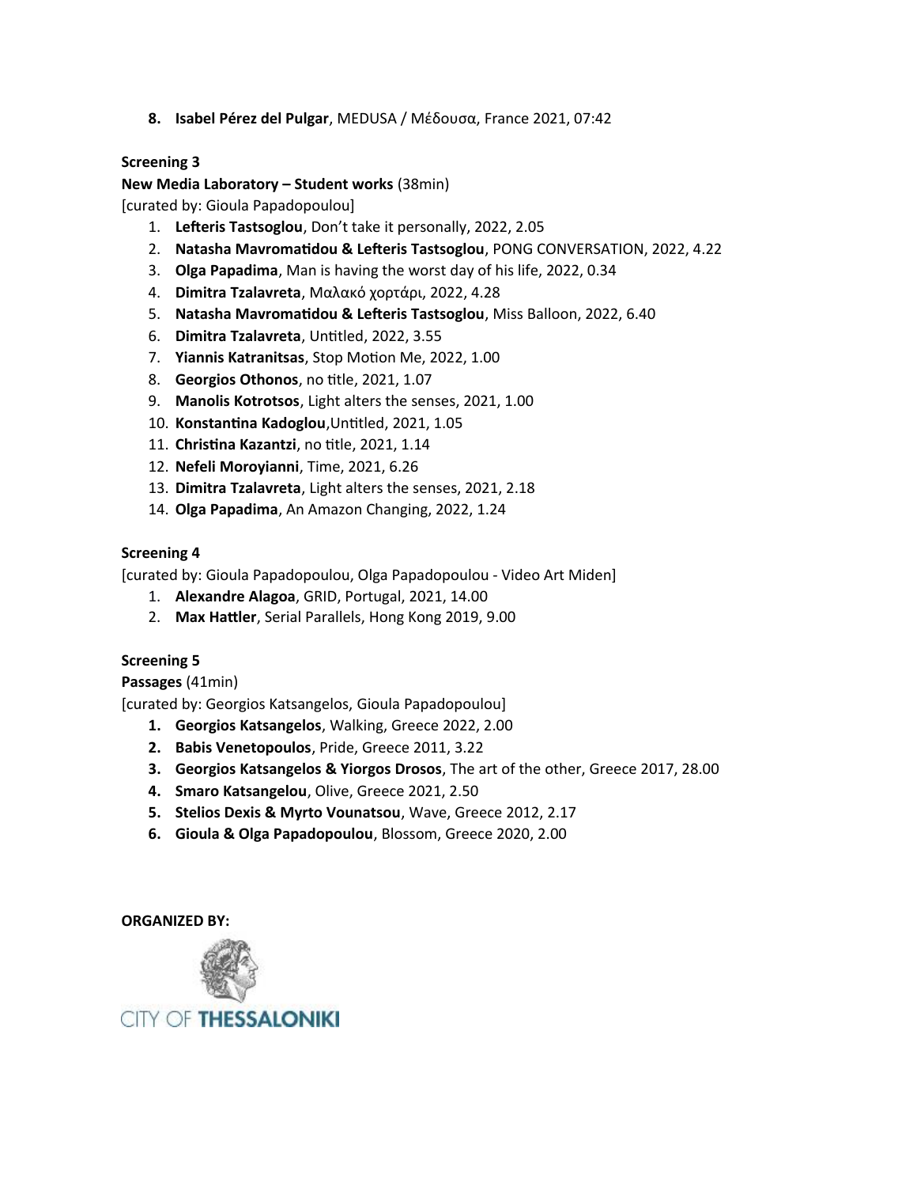8. **Isabel Pérez del Pulgar**, MEDUSA / Μέδουσα, France 2021, 07:42

**Screening 3**

**New Media Laboratory – Student works** (38min)

[curated by: Gioula Papadopoulou]

1. **Lefteris Tastsoglou**, Don't take it personally, 2022, 2.05
2. **Natasha Mavromatidou & Lefteris Tastsoglou**, PONG CONVERSATION, 2022, 4.22
3. **Olga Papadima**, Man is having the worst day of his life, 2022, 0.34
4. **Dimitra Tzalavreta**, Μαλακό χορτάρι, 2022, 4.28
5. **Natasha Mavromatidou & Lefteris Tastsoglou**, Miss Balloon, 2022, 6.40
6. **Dimitra Tzalavreta**, Untitled, 2022, 3.55
7. **Yiannis Katranitsas**, Stop Motion Me, 2022, 1.00
8. **Georgios Othonos**, no title, 2021, 1.07
9. **Manolis Kotrotsos**, Light alters the senses, 2021, 1.00
10. **Konstantina Kadoglou**,Untitled, 2021, 1.05
11. **Christina Kazantzi**, no title, 2021, 1.14
12. **Nefeli Moroyianni**, Time, 2021, 6.26
13. **Dimitra Tzalavreta**, Light alters the senses, 2021, 2.18
14. **Olga Papadima**, An Amazon Changing, 2022, 1.24

**Screening 4**

[curated by: Gioula Papadopoulou, Olga Papadopoulou - Video Art Miden]

1. **Alexandre Alagoa**, GRID, Portugal, 2021, 14.00
2. **Max Hattler**, Serial Parallels, Hong Kong 2019, 9.00

**Screening 5**

**Passages** (41min)

[curated by: Georgios Katsangelos, Gioula Papadopoulou]

1. **Georgios Katsangelos**, Walking, Greece 2022, 2.00
2. **Babis Venetopoulos**, Pride, Greece 2011, 3.22
3. **Georgios Katsangelos & Yiorgos Drosos**, The art of the other, Greece 2017, 28.00
4. **Smaro Katsangelou**, Olive, Greece 2021, 2.50
5. **Stelios Dexis & Myrto Vounatsou**, Wave, Greece 2012, 2.17
6. **Gioula & Olga Papadopoulou**, Blossom, Greece 2020, 2.00

**ORGANIZED BY:**

CITY OF **THESSALONIKI**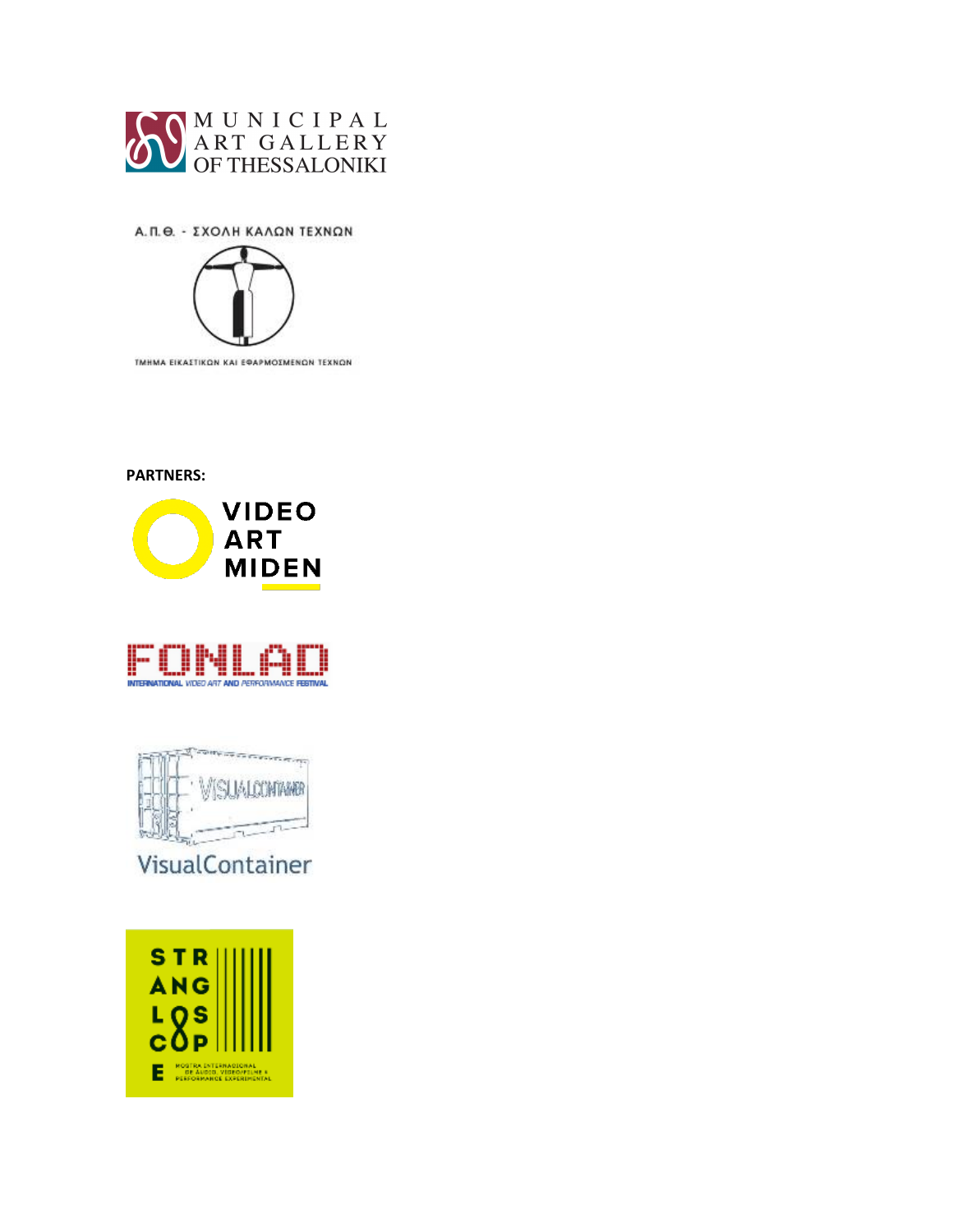MUNICIPAL
ART GALLERY
OF THESSALONIKI

Α.Π.Θ. - ΣΧΟΛΗ ΚΑΛΩΝ ΤΕΧΝΩΝ

ΤΜΗΜΑ ΕΙΚΑΣΤΙΚΩΝ ΚΑΙ ΕΦΑΡΜΟΣΜΕΝΩΝ ΤΕΧΝΩΝ

**PARTNERS:**

VIDEO ART MIDEN

FONLAD
INTERNATIONAL VIDEO ART AND PERFORMANCE FESTIVAL

VisualContainer

STRANGLOSCOPE
MOSTRA INTERNACIONAL DE ÁUDIO, VIDEO/FILME & PERFORMANCE EXPERIMENTAL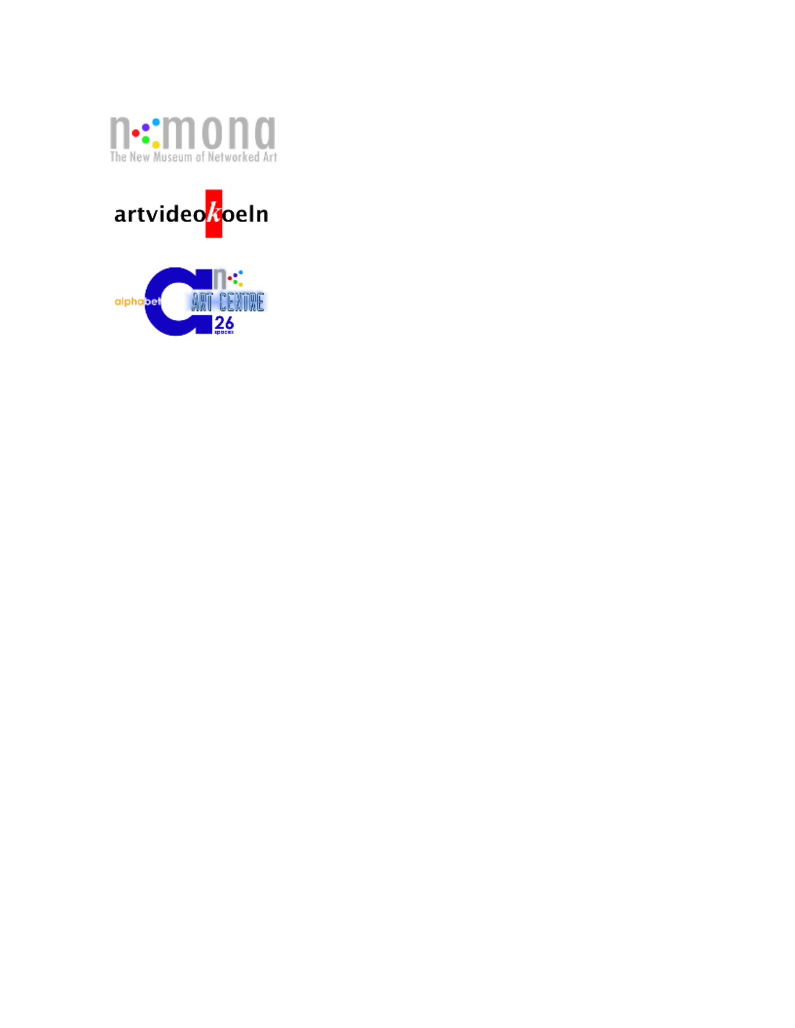n:mona

The New Museum of Networked Art

artvideokoeln

alphabet

ART CENTRE

26

spaces